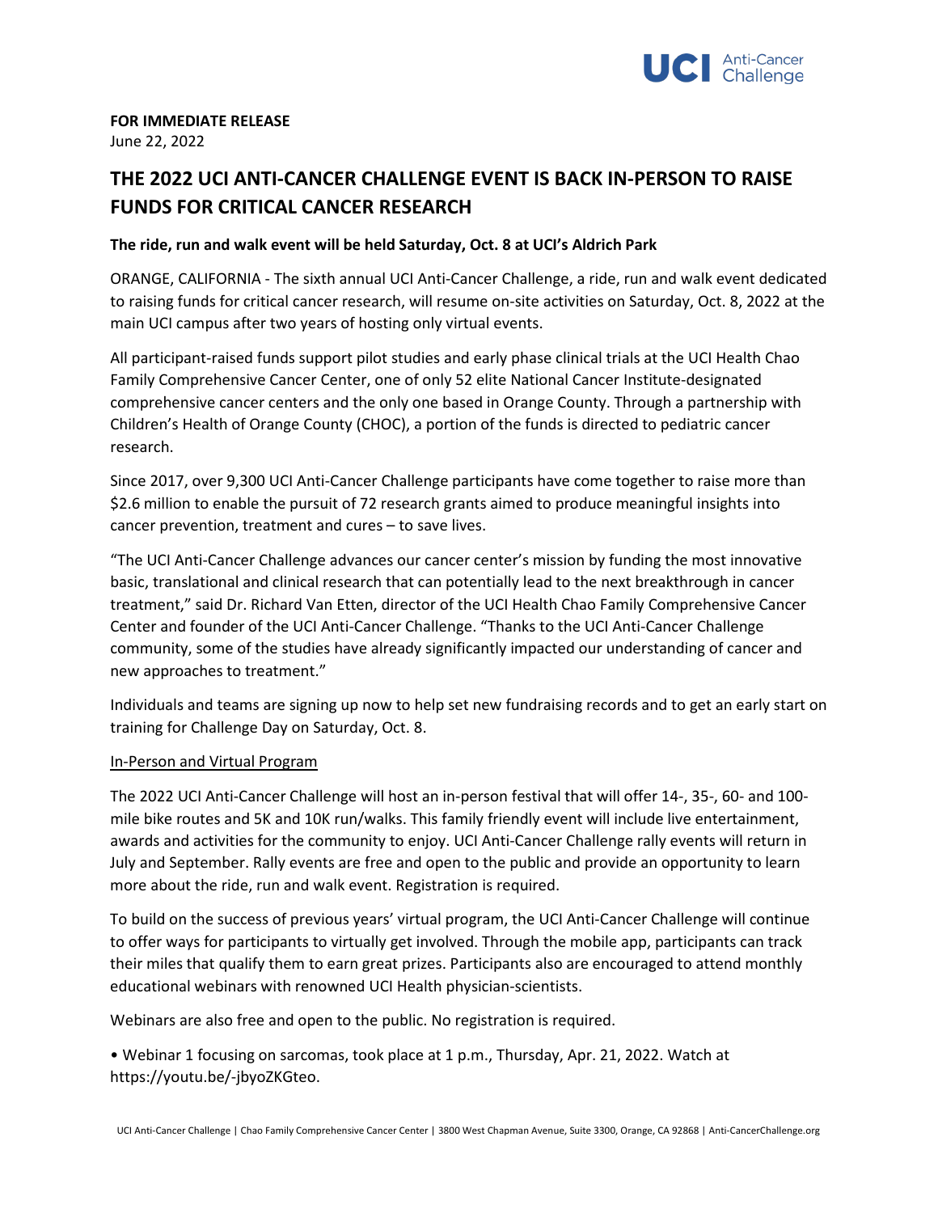**FOR IMMEDIATE RELEASE**
June 22, 2022

# THE 2022 UCI ANTI-CANCER CHALLENGE EVENT IS BACK IN-PERSON TO RAISE FUNDS FOR CRITICAL CANCER RESEARCH

**The ride, run and walk event will be held Saturday, Oct. 8 at UCI's Aldrich Park**

ORANGE, CALIFORNIA - The sixth annual UCI Anti-Cancer Challenge, a ride, run and walk event dedicated to raising funds for critical cancer research, will resume on-site activities on Saturday, Oct. 8, 2022 at the main UCI campus after two years of hosting only virtual events.

All participant-raised funds support pilot studies and early phase clinical trials at the UCI Health Chao Family Comprehensive Cancer Center, one of only 52 elite National Cancer Institute-designated comprehensive cancer centers and the only one based in Orange County. Through a partnership with Children's Health of Orange County (CHOC), a portion of the funds is directed to pediatric cancer research.

Since 2017, over 9,300 UCI Anti-Cancer Challenge participants have come together to raise more than $2.6 million to enable the pursuit of 72 research grants aimed to produce meaningful insights into cancer prevention, treatment and cures – to save lives.

"The UCI Anti-Cancer Challenge advances our cancer center's mission by funding the most innovative basic, translational and clinical research that can potentially lead to the next breakthrough in cancer treatment," said Dr. Richard Van Etten, director of the UCI Health Chao Family Comprehensive Cancer Center and founder of the UCI Anti-Cancer Challenge. "Thanks to the UCI Anti-Cancer Challenge community, some of the studies have already significantly impacted our understanding of cancer and new approaches to treatment."

Individuals and teams are signing up now to help set new fundraising records and to get an early start on training for Challenge Day on Saturday, Oct. 8.

## In-Person and Virtual Program

The 2022 UCI Anti-Cancer Challenge will host an in-person festival that will offer 14-, 35-, 60- and 100-mile bike routes and 5K and 10K run/walks. This family friendly event will include live entertainment, awards and activities for the community to enjoy. UCI Anti-Cancer Challenge rally events will return in July and September. Rally events are free and open to the public and provide an opportunity to learn more about the ride, run and walk event. Registration is required.

To build on the success of previous years' virtual program, the UCI Anti-Cancer Challenge will continue to offer ways for participants to virtually get involved. Through the mobile app, participants can track their miles that qualify them to earn great prizes. Participants also are encouraged to attend monthly educational webinars with renowned UCI Health physician-scientists.

Webinars are also free and open to the public. No registration is required.

- Webinar 1 focusing on sarcomas, took place at 1 p.m., Thursday, Apr. 21, 2022. Watch at https://youtu.be/-jbyoZKGteo.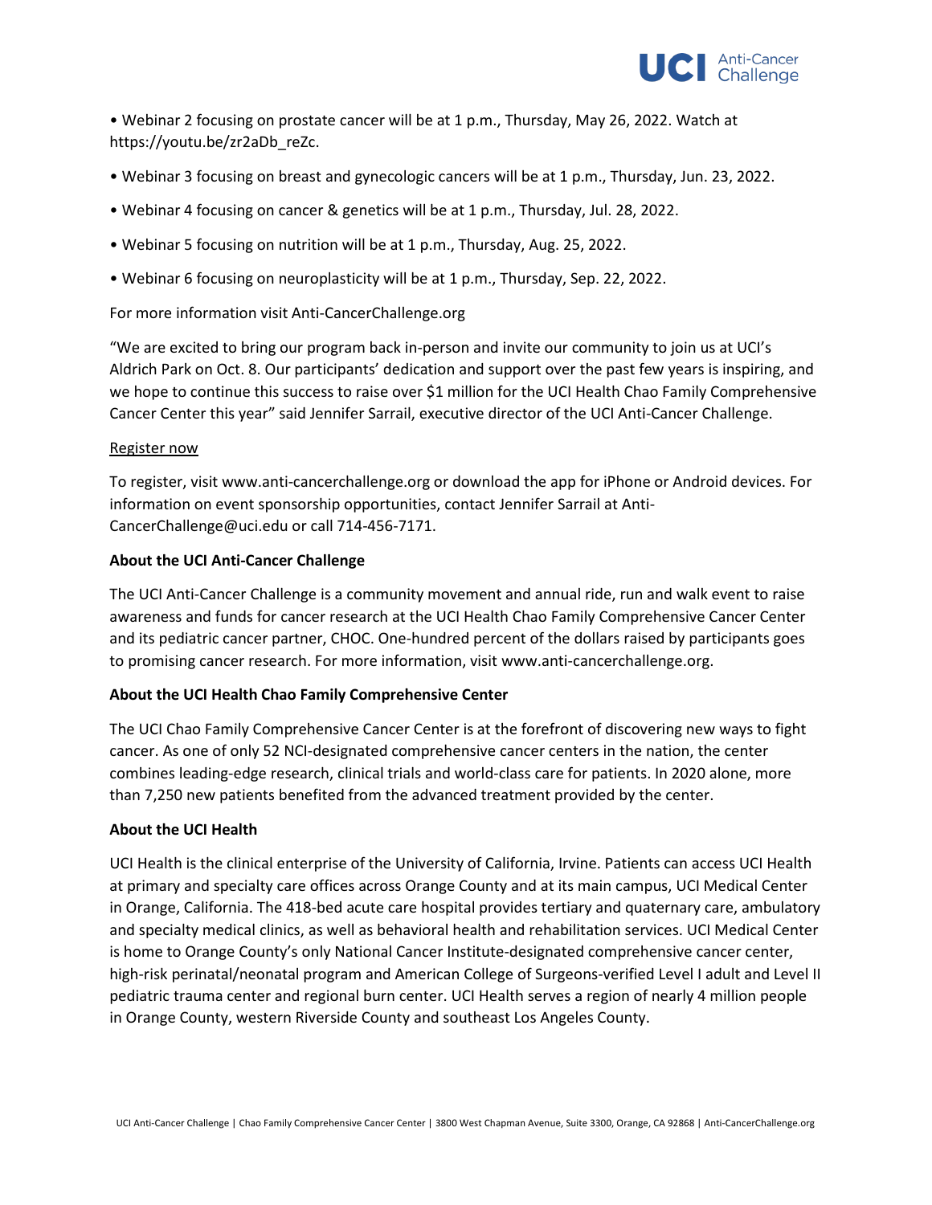- Webinar 2 focusing on prostate cancer will be at 1 p.m., Thursday, May 26, 2022. Watch at https://youtu.be/zr2aDb_reZc.
- Webinar 3 focusing on breast and gynecologic cancers will be at 1 p.m., Thursday, Jun. 23, 2022.
- Webinar 4 focusing on cancer & genetics will be at 1 p.m., Thursday, Jul. 28, 2022.
- Webinar 5 focusing on nutrition will be at 1 p.m., Thursday, Aug. 25, 2022.
- Webinar 6 focusing on neuroplasticity will be at 1 p.m., Thursday, Sep. 22, 2022.

For more information visit Anti-CancerChallenge.org

"We are excited to bring our program back in-person and invite our community to join us at UCI's Aldrich Park on Oct. 8. Our participants' dedication and support over the past few years is inspiring, and we hope to continue this success to raise over $1 million for the UCI Health Chao Family Comprehensive Cancer Center this year" said Jennifer Sarrail, executive director of the UCI Anti-Cancer Challenge.

Register now

To register, visit www.anti-cancerchallenge.org or download the app for iPhone or Android devices. For information on event sponsorship opportunities, contact Jennifer Sarrail at Anti-CancerChallenge@uci.edu or call 714-456-7171.

**About the UCI Anti-Cancer Challenge**

The UCI Anti-Cancer Challenge is a community movement and annual ride, run and walk event to raise awareness and funds for cancer research at the UCI Health Chao Family Comprehensive Cancer Center and its pediatric cancer partner, CHOC. One-hundred percent of the dollars raised by participants goes to promising cancer research. For more information, visit www.anti-cancerchallenge.org.

**About the UCI Health Chao Family Comprehensive Center**

The UCI Chao Family Comprehensive Cancer Center is at the forefront of discovering new ways to fight cancer. As one of only 52 NCI-designated comprehensive cancer centers in the nation, the center combines leading-edge research, clinical trials and world-class care for patients. In 2020 alone, more than 7,250 new patients benefited from the advanced treatment provided by the center.

**About the UCI Health**

UCI Health is the clinical enterprise of the University of California, Irvine. Patients can access UCI Health at primary and specialty care offices across Orange County and at its main campus, UCI Medical Center in Orange, California. The 418-bed acute care hospital provides tertiary and quaternary care, ambulatory and specialty medical clinics, as well as behavioral health and rehabilitation services. UCI Medical Center is home to Orange County's only National Cancer Institute-designated comprehensive cancer center, high-risk perinatal/neonatal program and American College of Surgeons-verified Level I adult and Level II pediatric trauma center and regional burn center. UCI Health serves a region of nearly 4 million people in Orange County, western Riverside County and southeast Los Angeles County.